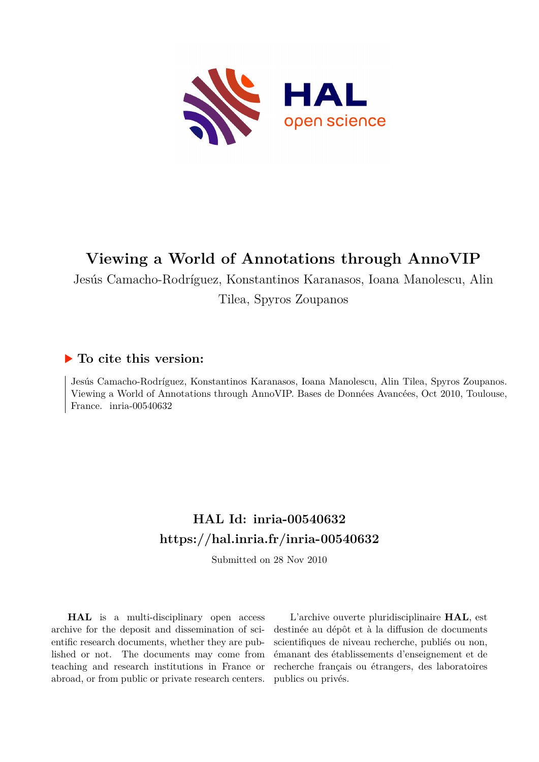# Viewing a World of Annotations through AnnoVIP

Jesús Camacho-Rodríguez, Konstantinos Karanasos, Ioana Manolescu, Alin Tilea, Spyros Zoupanos

## ▶ To cite this version:

Jesús Camacho-Rodríguez, Konstantinos Karanasos, Ioana Manolescu, Alin Tilea, Spyros Zoupanos. Viewing a World of Annotations through AnnoVIP. Bases de Données Avancées, Oct 2010, Toulouse, France. inria-00540632

## HAL Id: inria-00540632
## https://hal.inria.fr/inria-00540632

Submitted on 28 Nov 2010

**HAL** is a multi-disciplinary open access archive for the deposit and dissemination of scientific research documents, whether they are published or not. The documents may come from teaching and research institutions in France or abroad, or from public or private research centers.

L'archive ouverte pluridisciplinaire **HAL**, est destinée au dépôt et à la diffusion de documents scientifiques de niveau recherche, publiés ou non, émanant des établissements d'enseignement et de recherche français ou étrangers, des laboratoires publics ou privés.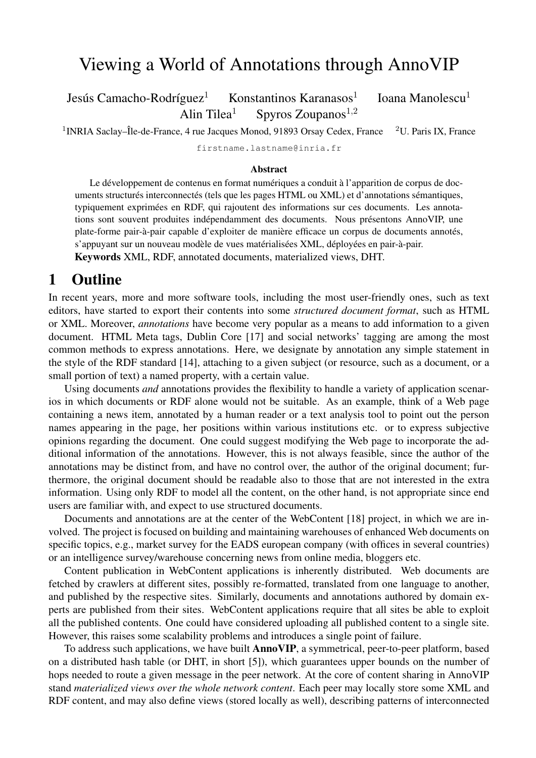# Viewing a World of Annotations through AnnoVIP

Jesús Camacho-Rodríguez[1] Konstantinos Karanasos[1] Ioana Manolescu[1] Alin Tilea[1] Spyros Zoupanos[1,2]

[1]INRIA Saclay–Île-de-France, 4 rue Jacques Monod, 91893 Orsay Cedex, France [2]U. Paris IX, France

firstname.lastname@inria.fr

**Abstract**

Le développement de contenus en format numériques a conduit à l'apparition de corpus de documents structurés interconnectés (tels que les pages HTML ou XML) et d'annotations sémantiques, typiquement exprimées en RDF, qui rajoutent des informations sur ces documents. Les annotations sont souvent produites indépendamment des documents. Nous présentons AnnoVIP, une plate-forme pair-à-pair capable d'exploiter de manière efficace un corpus de documents annotés, s'appuyant sur un nouveau modèle de vues matérialisées XML, déployées en pair-à-pair.

**Keywords** XML, RDF, annotated documents, materialized views, DHT.

## 1 Outline

In recent years, more and more software tools, including the most user-friendly ones, such as text editors, have started to export their contents into some *structured document format*, such as HTML or XML. Moreover, *annotations* have become very popular as a means to add information to a given document. HTML Meta tags, Dublin Core [17] and social networks' tagging are among the most common methods to express annotations. Here, we designate by annotation any simple statement in the style of the RDF standard [14], attaching to a given subject (or resource, such as a document, or a small portion of text) a named property, with a certain value.

Using documents *and* annotations provides the flexibility to handle a variety of application scenarios in which documents or RDF alone would not be suitable. As an example, think of a Web page containing a news item, annotated by a human reader or a text analysis tool to point out the person names appearing in the page, her positions within various institutions etc. or to express subjective opinions regarding the document. One could suggest modifying the Web page to incorporate the additional information of the annotations. However, this is not always feasible, since the author of the annotations may be distinct from, and have no control over, the author of the original document; furthermore, the original document should be readable also to those that are not interested in the extra information. Using only RDF to model all the content, on the other hand, is not appropriate since end users are familiar with, and expect to use structured documents.

Documents and annotations are at the center of the WebContent [18] project, in which we are involved. The project is focused on building and maintaining warehouses of enhanced Web documents on specific topics, e.g., market survey for the EADS european company (with offices in several countries) or an intelligence survey/warehouse concerning news from online media, bloggers etc.

Content publication in WebContent applications is inherently distributed. Web documents are fetched by crawlers at different sites, possibly re-formatted, translated from one language to another, and published by the respective sites. Similarly, documents and annotations authored by domain experts are published from their sites. WebContent applications require that all sites be able to exploit all the published contents. One could have considered uploading all published content to a single site. However, this raises some scalability problems and introduces a single point of failure.

To address such applications, we have built **AnnoVIP**, a symmetrical, peer-to-peer platform, based on a distributed hash table (or DHT, in short [5]), which guarantees upper bounds on the number of hops needed to route a given message in the peer network. At the core of content sharing in AnnoVIP stand *materialized views over the whole network content*. Each peer may locally store some XML and RDF content, and may also define views (stored locally as well), describing patterns of interconnected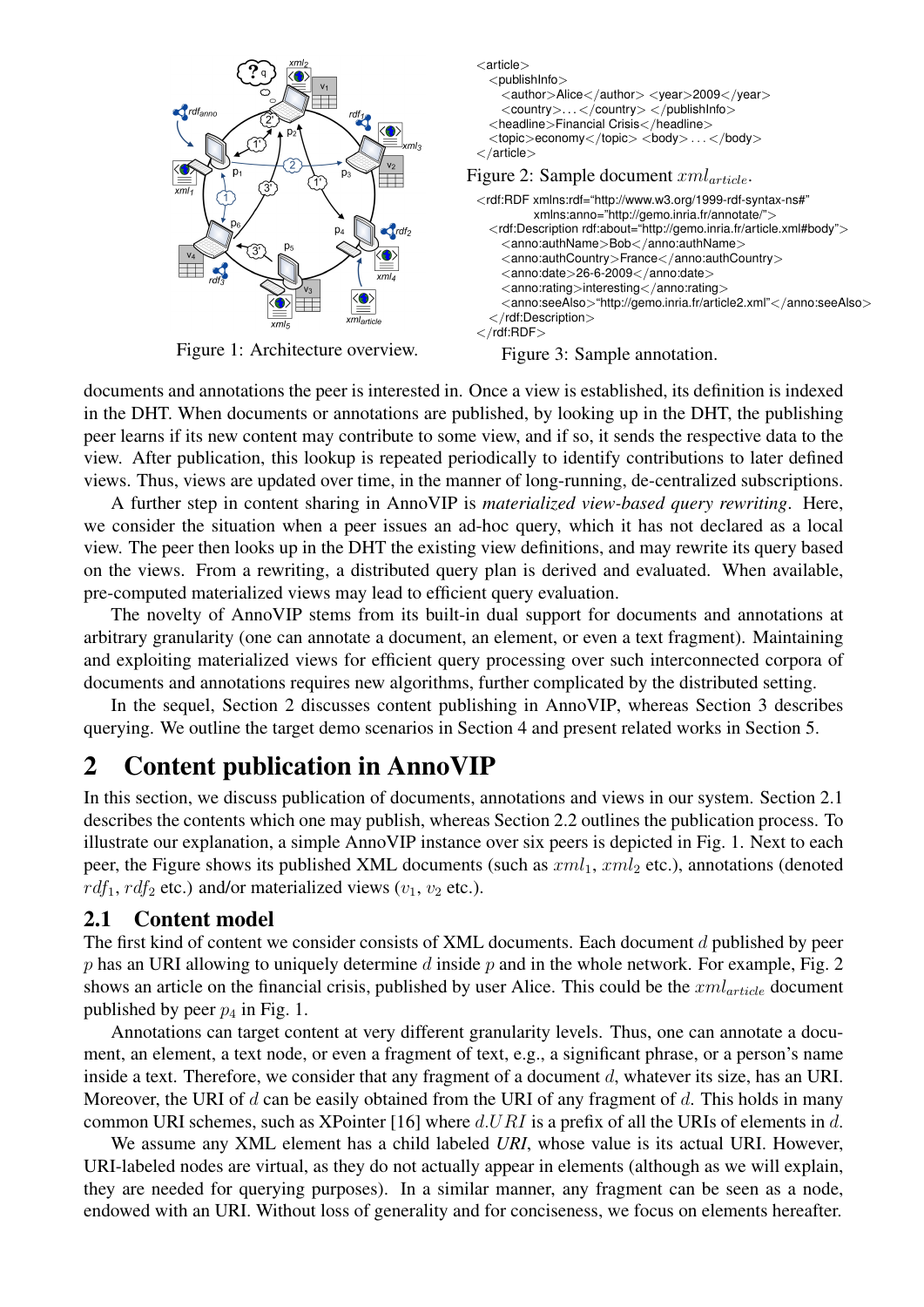Figure 1: Architecture overview.

```
<article>
  <publishInfo>
    <author>Alice</author> <year>2009</year>
    <country>...</country> </publishInfo>
  <headline>Financial Crisis</headline>
  <topic>economy</topic> <body>...</body>
</article>
```

Figure 2: Sample document $xml_{article}$.

```
<rdf:RDF xmlns:rdf="http://www.w3.org/1999-rdf-syntax-ns#"
         xmlns:anno="http://gemo.inria.fr/annotate/">
  <rdf:Description rdf:about="http://gemo.inria.fr/article.xml#body">
    <anno:authName>Bob</anno:authName>
    <anno:authCountry>France</anno:authCountry>
    <anno:date>26-6-2009</anno:date>
    <anno:rating>interesting</anno:rating>
    <anno:seeAlso>"http://gemo.inria.fr/article2.xml"</anno:seeAlso>
  </rdf:Description>
</rdf:RDF>
```

Figure 3: Sample annotation.

documents and annotations the peer is interested in. Once a view is established, its definition is indexed in the DHT. When documents or annotations are published, by looking up in the DHT, the publishing peer learns if its new content may contribute to some view, and if so, it sends the respective data to the view. After publication, this lookup is repeated periodically to identify contributions to later defined views. Thus, views are updated over time, in the manner of long-running, de-centralized subscriptions.

A further step in content sharing in AnnoVIP is *materialized view-based query rewriting*. Here, we consider the situation when a peer issues an ad-hoc query, which it has not declared as a local view. The peer then looks up in the DHT the existing view definitions, and may rewrite its query based on the views. From a rewriting, a distributed query plan is derived and evaluated. When available, pre-computed materialized views may lead to efficient query evaluation.

The novelty of AnnoVIP stems from its built-in dual support for documents and annotations at arbitrary granularity (one can annotate a document, an element, or even a text fragment). Maintaining and exploiting materialized views for efficient query processing over such interconnected corpora of documents and annotations requires new algorithms, further complicated by the distributed setting.

In the sequel, Section 2 discusses content publishing in AnnoVIP, whereas Section 3 describes querying. We outline the target demo scenarios in Section 4 and present related works in Section 5.

# 2 Content publication in AnnoVIP

In this section, we discuss publication of documents, annotations and views in our system. Section 2.1 describes the contents which one may publish, whereas Section 2.2 outlines the publication process. To illustrate our explanation, a simple AnnoVIP instance over six peers is depicted in Fig. 1. Next to each peer, the Figure shows its published XML documents (such as $xml_1$, $xml_2$ etc.), annotations (denoted $rdf_1$, $rdf_2$ etc.) and/or materialized views ($v_1$, $v_2$ etc.).

## 2.1 Content model

The first kind of content we consider consists of XML documents. Each document $d$ published by peer $p$ has an URI allowing to uniquely determine $d$ inside $p$ and in the whole network. For example, Fig. 2 shows an article on the financial crisis, published by user Alice. This could be the $xml_{article}$ document published by peer $p_4$ in Fig. 1.

Annotations can target content at very different granularity levels. Thus, one can annotate a document, an element, a text node, or even a fragment of text, e.g., a significant phrase, or a person's name inside a text. Therefore, we consider that any fragment of a document $d$, whatever its size, has an URI. Moreover, the URI of $d$ can be easily obtained from the URI of any fragment of $d$. This holds in many common URI schemes, such as XPointer [16] where $d.URI$ is a prefix of all the URIs of elements in $d$.

We assume any XML element has a child labeled ***URI***, whose value is its actual URI. However, URI-labeled nodes are virtual, as they do not actually appear in elements (although as we will explain, they are needed for querying purposes). In a similar manner, any fragment can be seen as a node, endowed with an URI. Without loss of generality and for conciseness, we focus on elements hereafter.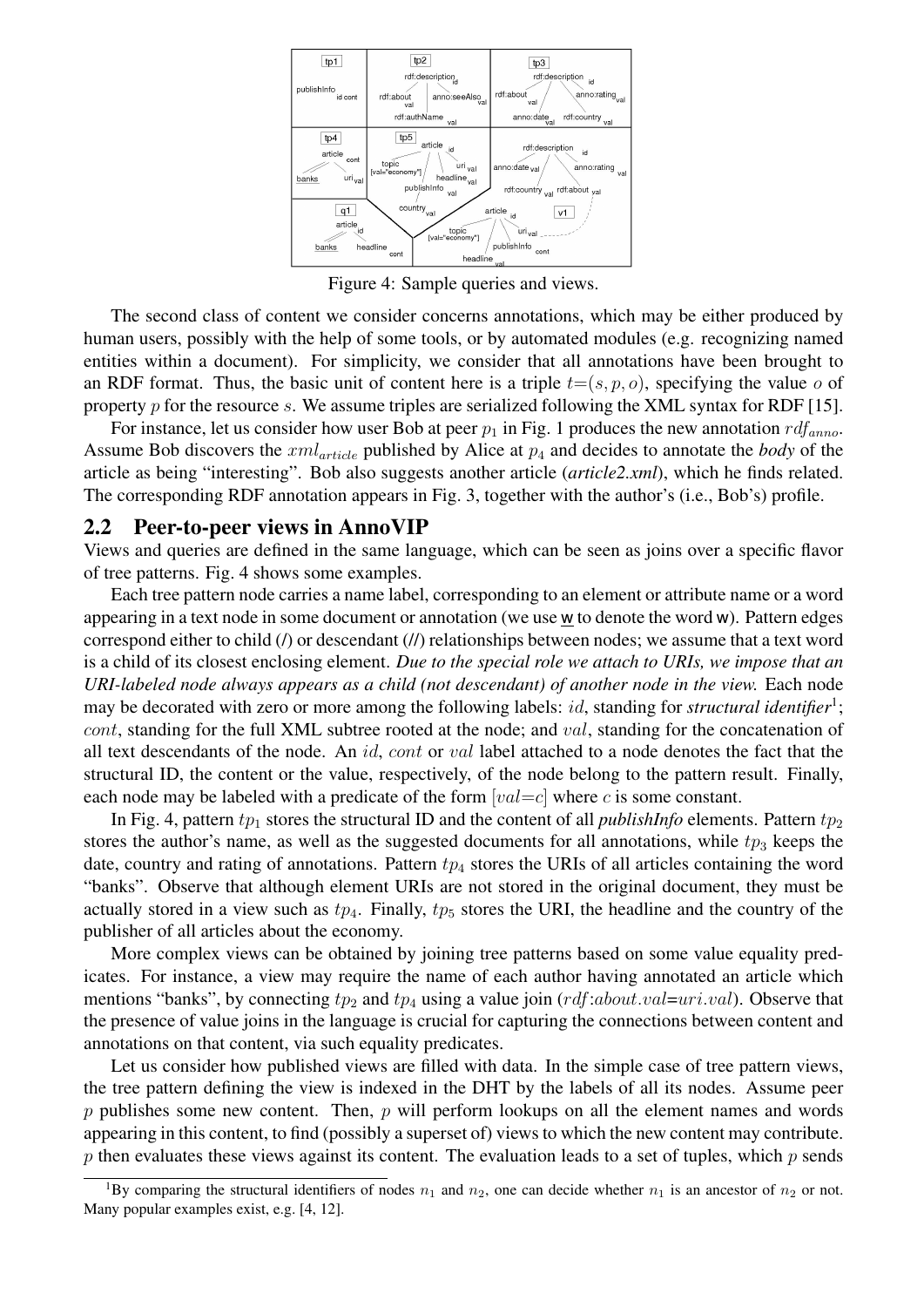Figure 4: Sample queries and views.

The second class of content we consider concerns annotations, which may be either produced by human users, possibly with the help of some tools, or by automated modules (e.g. recognizing named entities within a document). For simplicity, we consider that all annotations have been brought to an RDF format. Thus, the basic unit of content here is a triple $t=(s, p, o)$, specifying the value $o$ of property $p$ for the resource $s$. We assume triples are serialized following the XML syntax for RDF [15].

For instance, let us consider how user Bob at peer $p_1$ in Fig. 1 produces the new annotation $rdf_{anno}$. Assume Bob discovers the $xml_{article}$ published by Alice at $p_4$ and decides to annotate the *body* of the article as being "interesting". Bob also suggests another article (*article2.xml*), which he finds related. The corresponding RDF annotation appears in Fig. 3, together with the author's (i.e., Bob's) profile.

## 2.2 Peer-to-peer views in AnnoVIP

Views and queries are defined in the same language, which can be seen as joins over a specific flavor of tree patterns. Fig. 4 shows some examples.

Each tree pattern node carries a name label, corresponding to an element or attribute name or a word appearing in a text node in some document or annotation (we use w̲ to denote the word w). Pattern edges correspond either to child (/) or descendant (//) relationships between nodes; we assume that a text word is a child of its closest enclosing element. *Due to the special role we attach to URIs, we impose that an URI-labeled node always appears as a child (not descendant) of another node in the view.* Each node may be decorated with zero or more among the following labels: $id$, standing for *structural identifier*[1]; $cont$, standing for the full XML subtree rooted at the node; and $val$, standing for the concatenation of all text descendants of the node. An $id$, $cont$ or $val$ label attached to a node denotes the fact that the structural ID, the content or the value, respectively, of the node belong to the pattern result. Finally, each node may be labeled with a predicate of the form $[val{=}c]$ where $c$ is some constant.

In Fig. 4, pattern $tp_1$ stores the structural ID and the content of all *publishInfo* elements. Pattern $tp_2$ stores the author's name, as well as the suggested documents for all annotations, while $tp_3$ keeps the date, country and rating of annotations. Pattern $tp_4$ stores the URIs of all articles containing the word "banks". Observe that although element URIs are not stored in the original document, they must be actually stored in a view such as $tp_4$. Finally, $tp_5$ stores the URI, the headline and the country of the publisher of all articles about the economy.

More complex views can be obtained by joining tree patterns based on some value equality predicates. For instance, a view may require the name of each author having annotated an article which mentions "banks", by connecting $tp_2$ and $tp_4$ using a value join ($rdf{:}about.val{=}uri.val$). Observe that the presence of value joins in the language is crucial for capturing the connections between content and annotations on that content, via such equality predicates.

Let us consider how published views are filled with data. In the simple case of tree pattern views, the tree pattern defining the view is indexed in the DHT by the labels of all its nodes. Assume peer $p$ publishes some new content. Then, $p$ will perform lookups on all the element names and words appearing in this content, to find (possibly a superset of) views to which the new content may contribute. $p$ then evaluates these views against its content. The evaluation leads to a set of tuples, which $p$ sends

[1] By comparing the structural identifiers of nodes $n_1$ and $n_2$, one can decide whether $n_1$ is an ancestor of $n_2$ or not. Many popular examples exist, e.g. [4, 12].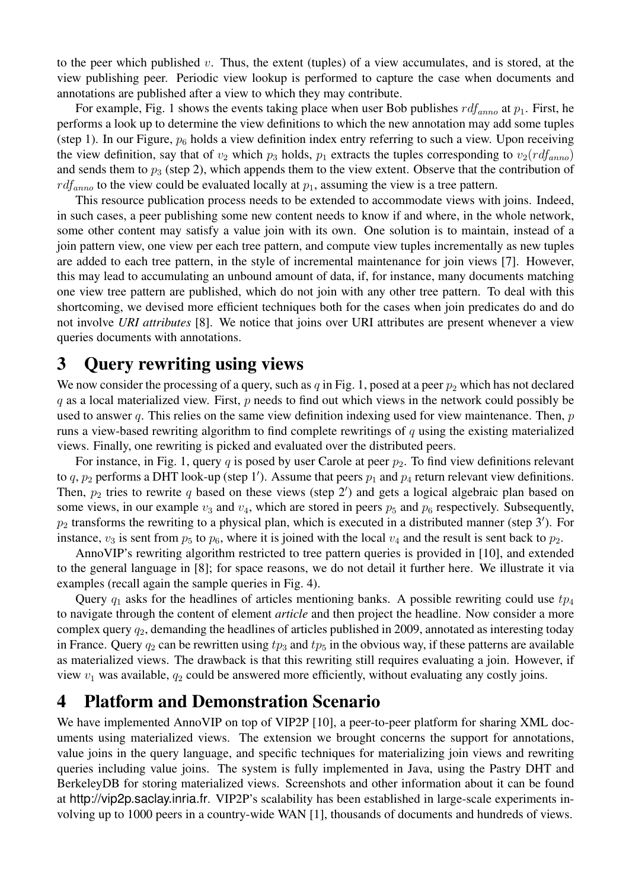to the peer which published $v$. Thus, the extent (tuples) of a view accumulates, and is stored, at the view publishing peer. Periodic view lookup is performed to capture the case when documents and annotations are published after a view to which they may contribute.

For example, Fig. 1 shows the events taking place when user Bob publishes $rdf_{anno}$ at $p_1$. First, he performs a look up to determine the view definitions to which the new annotation may add some tuples (step 1). In our Figure, $p_6$ holds a view definition index entry referring to such a view. Upon receiving the view definition, say that of $v_2$ which $p_3$ holds, $p_1$ extracts the tuples corresponding to $v_2(rdf_{anno})$ and sends them to $p_3$ (step 2), which appends them to the view extent. Observe that the contribution of $rdf_{anno}$ to the view could be evaluated locally at $p_1$, assuming the view is a tree pattern.

This resource publication process needs to be extended to accommodate views with joins. Indeed, in such cases, a peer publishing some new content needs to know if and where, in the whole network, some other content may satisfy a value join with its own. One solution is to maintain, instead of a join pattern view, one view per each tree pattern, and compute view tuples incrementally as new tuples are added to each tree pattern, in the style of incremental maintenance for join views [7]. However, this may lead to accumulating an unbound amount of data, if, for instance, many documents matching one view tree pattern are published, which do not join with any other tree pattern. To deal with this shortcoming, we devised more efficient techniques both for the cases when join predicates do and do not involve ***URI attributes*** [8]. We notice that joins over URI attributes are present whenever a view queries documents with annotations.

# 3 Query rewriting using views

We now consider the processing of a query, such as $q$ in Fig. 1, posed at a peer $p_2$ which has not declared $q$ as a local materialized view. First, $p$ needs to find out which views in the network could possibly be used to answer $q$. This relies on the same view definition indexing used for view maintenance. Then, $p$ runs a view-based rewriting algorithm to find complete rewritings of $q$ using the existing materialized views. Finally, one rewriting is picked and evaluated over the distributed peers.

For instance, in Fig. 1, query $q$ is posed by user Carole at peer $p_2$. To find view definitions relevant to $q$, $p_2$ performs a DHT look-up (step 1′). Assume that peers $p_1$ and $p_4$ return relevant view definitions. Then, $p_2$ tries to rewrite $q$ based on these views (step 2′) and gets a logical algebraic plan based on some views, in our example $v_3$ and $v_4$, which are stored in peers $p_5$ and $p_6$ respectively. Subsequently, $p_2$ transforms the rewriting to a physical plan, which is executed in a distributed manner (step 3′). For instance, $v_3$ is sent from $p_5$ to $p_6$, where it is joined with the local $v_4$ and the result is sent back to $p_2$.

AnnoVIP's rewriting algorithm restricted to tree pattern queries is provided in [10], and extended to the general language in [8]; for space reasons, we do not detail it further here. We illustrate it via examples (recall again the sample queries in Fig. 4).

Query $q_1$ asks for the headlines of articles mentioning banks. A possible rewriting could use $tp_4$ to navigate through the content of element *article* and then project the headline. Now consider a more complex query $q_2$, demanding the headlines of articles published in 2009, annotated as interesting today in France. Query $q_2$ can be rewritten using $tp_3$ and $tp_5$ in the obvious way, if these patterns are available as materialized views. The drawback is that this rewriting still requires evaluating a join. However, if view $v_1$ was available, $q_2$ could be answered more efficiently, without evaluating any costly joins.

# 4 Platform and Demonstration Scenario

We have implemented AnnoVIP on top of VIP2P [10], a peer-to-peer platform for sharing XML documents using materialized views. The extension we brought concerns the support for annotations, value joins in the query language, and specific techniques for materializing join views and rewriting queries including value joins. The system is fully implemented in Java, using the Pastry DHT and BerkeleyDB for storing materialized views. Screenshots and other information about it can be found at http://vip2p.saclay.inria.fr. VIP2P's scalability has been established in large-scale experiments involving up to 1000 peers in a country-wide WAN [1], thousands of documents and hundreds of views.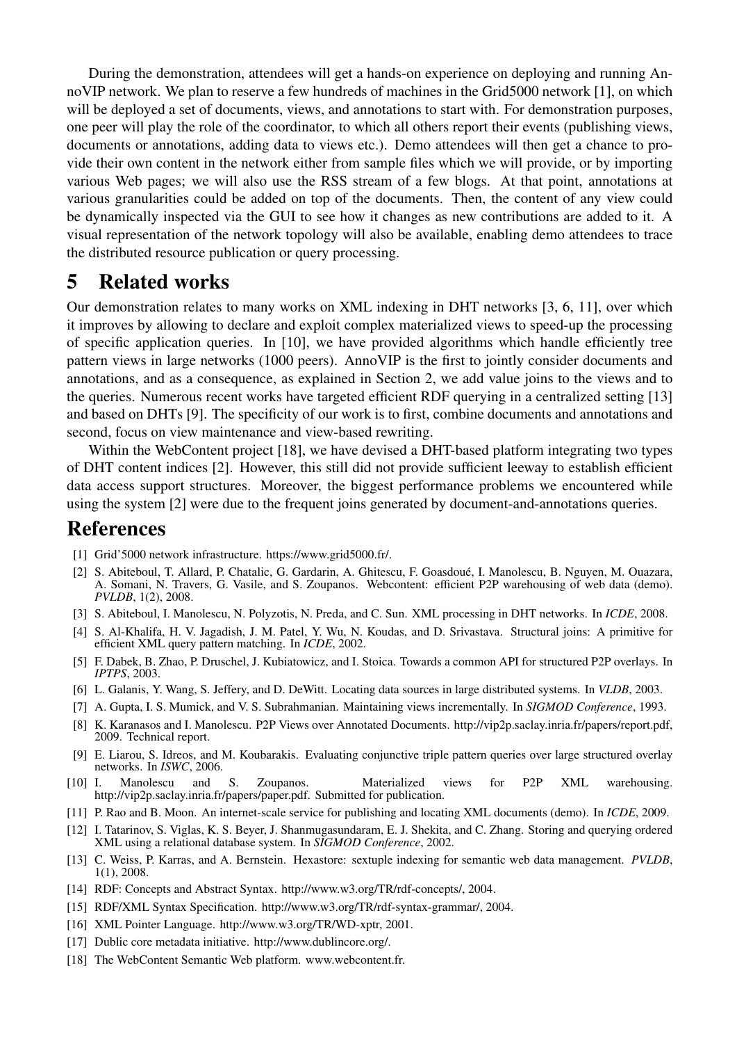During the demonstration, attendees will get a hands-on experience on deploying and running AnnoVIP network. We plan to reserve a few hundreds of machines in the Grid5000 network [1], on which will be deployed a set of documents, views, and annotations to start with. For demonstration purposes, one peer will play the role of the coordinator, to which all others report their events (publishing views, documents or annotations, adding data to views etc.). Demo attendees will then get a chance to provide their own content in the network either from sample files which we will provide, or by importing various Web pages; we will also use the RSS stream of a few blogs. At that point, annotations at various granularities could be added on top of the documents. Then, the content of any view could be dynamically inspected via the GUI to see how it changes as new contributions are added to it. A visual representation of the network topology will also be available, enabling demo attendees to trace the distributed resource publication or query processing.

# 5 Related works

Our demonstration relates to many works on XML indexing in DHT networks [3, 6, 11], over which it improves by allowing to declare and exploit complex materialized views to speed-up the processing of specific application queries. In [10], we have provided algorithms which handle efficiently tree pattern views in large networks (1000 peers). AnnoVIP is the first to jointly consider documents and annotations, and as a consequence, as explained in Section 2, we add value joins to the views and to the queries. Numerous recent works have targeted efficient RDF querying in a centralized setting [13] and based on DHTs [9]. The specificity of our work is to first, combine documents and annotations and second, focus on view maintenance and view-based rewriting.

Within the WebContent project [18], we have devised a DHT-based platform integrating two types of DHT content indices [2]. However, this still did not provide sufficient leeway to establish efficient data access support structures. Moreover, the biggest performance problems we encountered while using the system [2] were due to the frequent joins generated by document-and-annotations queries.

# References

[1] Grid'5000 network infrastructure. https://www.grid5000.fr/.

[2] S. Abiteboul, T. Allard, P. Chatalic, G. Gardarin, A. Ghitescu, F. Goasdoué, I. Manolescu, B. Nguyen, M. Ouazara, A. Somani, N. Travers, G. Vasile, and S. Zoupanos. Webcontent: efficient P2P warehousing of web data (demo). *PVLDB*, 1(2), 2008.

[3] S. Abiteboul, I. Manolescu, N. Polyzotis, N. Preda, and C. Sun. XML processing in DHT networks. In *ICDE*, 2008.

[4] S. Al-Khalifa, H. V. Jagadish, J. M. Patel, Y. Wu, N. Koudas, and D. Srivastava. Structural joins: A primitive for efficient XML query pattern matching. In *ICDE*, 2002.

[5] F. Dabek, B. Zhao, P. Druschel, J. Kubiatowicz, and I. Stoica. Towards a common API for structured P2P overlays. In *IPTPS*, 2003.

[6] L. Galanis, Y. Wang, S. Jeffery, and D. DeWitt. Locating data sources in large distributed systems. In *VLDB*, 2003.

[7] A. Gupta, I. S. Mumick, and V. S. Subrahmanian. Maintaining views incrementally. In *SIGMOD Conference*, 1993.

[8] K. Karanasos and I. Manolescu. P2P Views over Annotated Documents. http://vip2p.saclay.inria.fr/papers/report.pdf, 2009. Technical report.

[9] E. Liarou, S. Idreos, and M. Koubarakis. Evaluating conjunctive triple pattern queries over large structured overlay networks. In *ISWC*, 2006.

[10] I. Manolescu and S. Zoupanos. Materialized views for P2P XML warehousing. http://vip2p.saclay.inria.fr/papers/paper.pdf. Submitted for publication.

[11] P. Rao and B. Moon. An internet-scale service for publishing and locating XML documents (demo). In *ICDE*, 2009.

[12] I. Tatarinov, S. Viglas, K. S. Beyer, J. Shanmugasundaram, E. J. Shekita, and C. Zhang. Storing and querying ordered XML using a relational database system. In *SIGMOD Conference*, 2002.

[13] C. Weiss, P. Karras, and A. Bernstein. Hexastore: sextuple indexing for semantic web data management. *PVLDB*, 1(1), 2008.

[14] RDF: Concepts and Abstract Syntax. http://www.w3.org/TR/rdf-concepts/, 2004.

[15] RDF/XML Syntax Specification. http://www.w3.org/TR/rdf-syntax-grammar/, 2004.

[16] XML Pointer Language. http://www.w3.org/TR/WD-xptr, 2001.

[17] Dublic core metadata initiative. http://www.dublincore.org/.

[18] The WebContent Semantic Web platform. www.webcontent.fr.